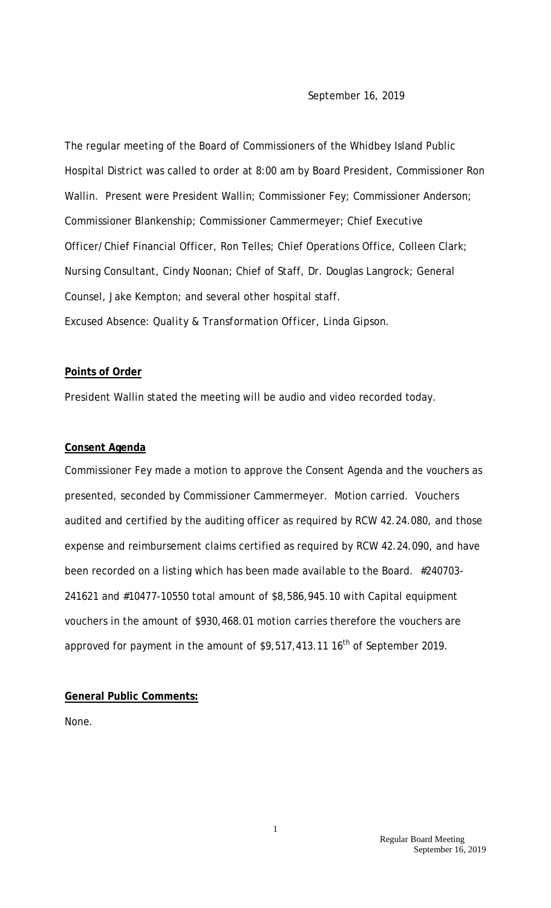September 16, 2019

The regular meeting of the Board of Commissioners of the Whidbey Island Public Hospital District was called to order at 8:00 am by Board President, Commissioner Ron Wallin. Present were President Wallin; Commissioner Fey; Commissioner Anderson; Commissioner Blankenship; Commissioner Cammermeyer; Chief Executive Officer/Chief Financial Officer, Ron Telles; Chief Operations Office, Colleen Clark; Nursing Consultant, Cindy Noonan; Chief of Staff, Dr. Douglas Langrock; General Counsel, Jake Kempton; and several other hospital staff.

Excused Absence: Quality & Transformation Officer, Linda Gipson.

**Points of Order**

President Wallin stated the meeting will be audio and video recorded today.

**Consent Agenda**

Commissioner Fey made a motion to approve the Consent Agenda and the vouchers as presented, seconded by Commissioner Cammermeyer. Motion carried. Vouchers audited and certified by the auditing officer as required by RCW 42.24.080, and those expense and reimbursement claims certified as required by RCW 42.24.090, and have been recorded on a listing which has been made available to the Board. #240703-241621 and #10477-10550 total amount of $8,586,945.10 with Capital equipment vouchers in the amount of $930,468.01 motion carries therefore the vouchers are approved for payment in the amount of $9,517,413.11 16th of September 2019.

**General Public Comments:**

None.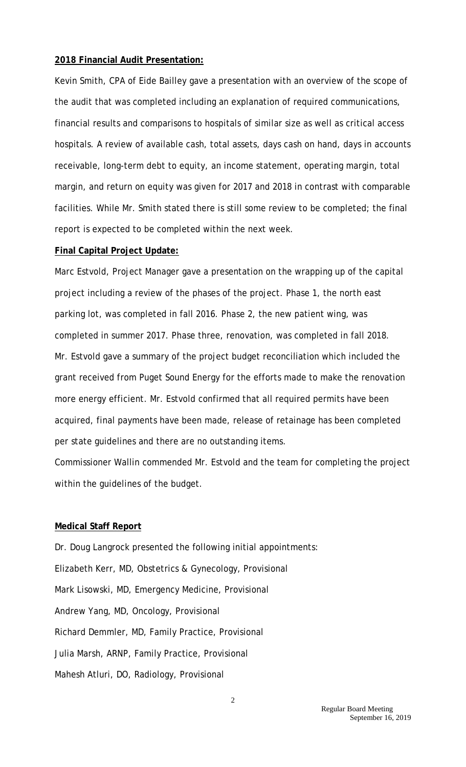**2018 Financial Audit Presentation:**

Kevin Smith, CPA of Eide Bailley gave a presentation with an overview of the scope of the audit that was completed including an explanation of required communications, financial results and comparisons to hospitals of similar size as well as critical access hospitals. A review of available cash, total assets, days cash on hand, days in accounts receivable, long-term debt to equity, an income statement, operating margin, total margin, and return on equity was given for 2017 and 2018 in contrast with comparable facilities. While Mr. Smith stated there is still some review to be completed; the final report is expected to be completed within the next week.

**Final Capital Project Update:**

Marc Estvold, Project Manager gave a presentation on the wrapping up of the capital project including a review of the phases of the project. Phase 1, the north east parking lot, was completed in fall 2016. Phase 2, the new patient wing, was completed in summer 2017. Phase three, renovation, was completed in fall 2018. Mr. Estvold gave a summary of the project budget reconciliation which included the grant received from Puget Sound Energy for the efforts made to make the renovation more energy efficient. Mr. Estvold confirmed that all required permits have been acquired, final payments have been made, release of retainage has been completed per state guidelines and there are no outstanding items.

Commissioner Wallin commended Mr. Estvold and the team for completing the project within the guidelines of the budget.

**Medical Staff Report**

Dr. Doug Langrock presented the following initial appointments:

Elizabeth Kerr, MD, Obstetrics & Gynecology, Provisional

Mark Lisowski, MD, Emergency Medicine, Provisional

Andrew Yang, MD, Oncology, Provisional

Richard Demmler, MD, Family Practice, Provisional

Julia Marsh, ARNP, Family Practice, Provisional

Mahesh Atluri, DO, Radiology, Provisional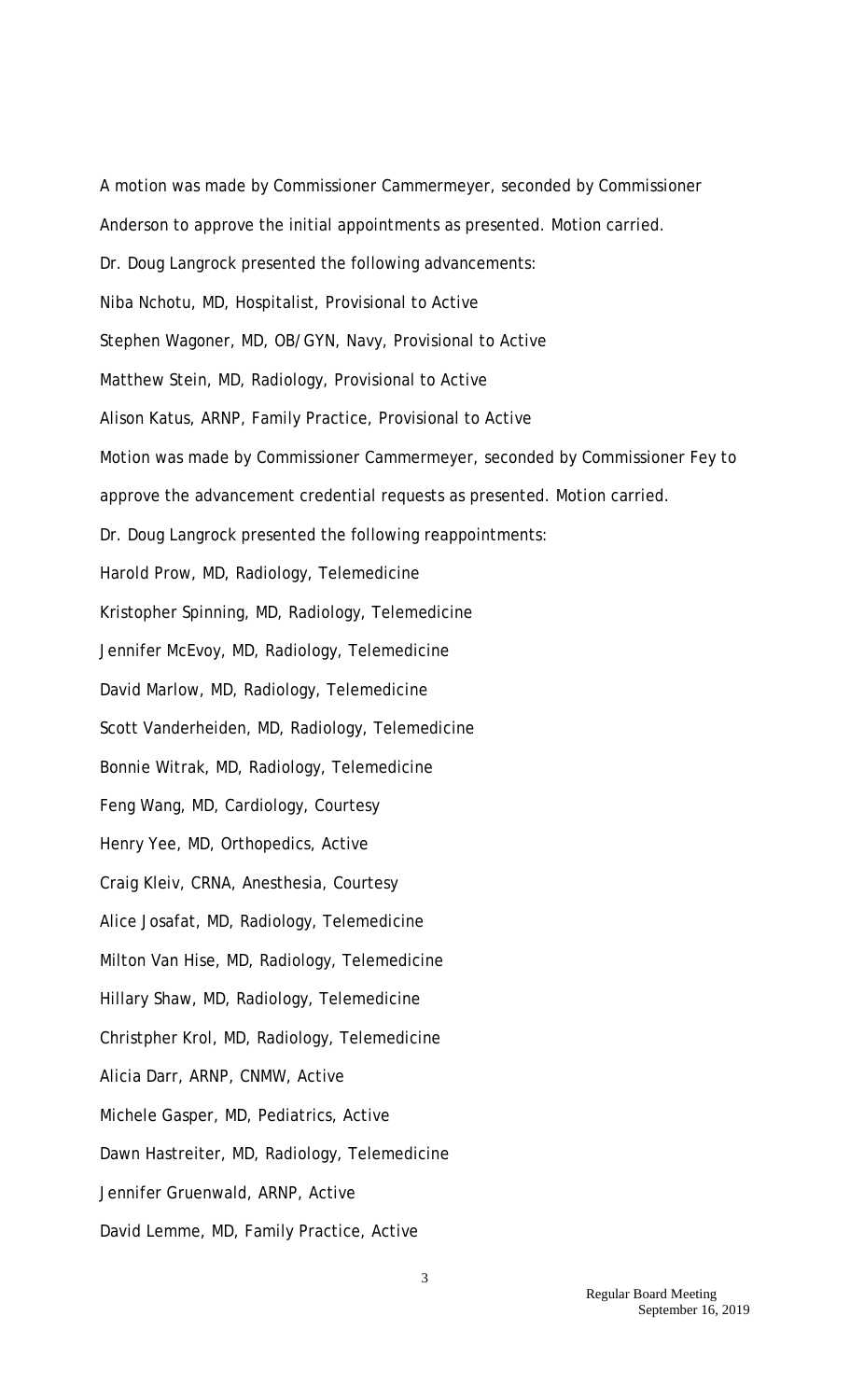A motion was made by Commissioner Cammermeyer, seconded by Commissioner Anderson to approve the initial appointments as presented. Motion carried.

Dr. Doug Langrock presented the following advancements:

Niba Nchotu, MD, Hospitalist, Provisional to Active

Stephen Wagoner, MD, OB/GYN, Navy, Provisional to Active

Matthew Stein, MD, Radiology, Provisional to Active

Alison Katus, ARNP, Family Practice, Provisional to Active

Motion was made by Commissioner Cammermeyer, seconded by Commissioner Fey to approve the advancement credential requests as presented. Motion carried.

Dr. Doug Langrock presented the following reappointments:

Harold Prow, MD, Radiology, Telemedicine

Kristopher Spinning, MD, Radiology, Telemedicine

Jennifer McEvoy, MD, Radiology, Telemedicine

David Marlow, MD, Radiology, Telemedicine

Scott Vanderheiden, MD, Radiology, Telemedicine

Bonnie Witrak, MD, Radiology, Telemedicine

Feng Wang, MD, Cardiology, Courtesy

Henry Yee, MD, Orthopedics, Active

Craig Kleiv, CRNA, Anesthesia, Courtesy

Alice Josafat, MD, Radiology, Telemedicine

Milton Van Hise, MD, Radiology, Telemedicine

Hillary Shaw, MD, Radiology, Telemedicine

Christpher Krol, MD, Radiology, Telemedicine

Alicia Darr, ARNP, CNMW, Active

Michele Gasper, MD, Pediatrics, Active

Dawn Hastreiter, MD, Radiology, Telemedicine

Jennifer Gruenwald, ARNP, Active

David Lemme, MD, Family Practice, Active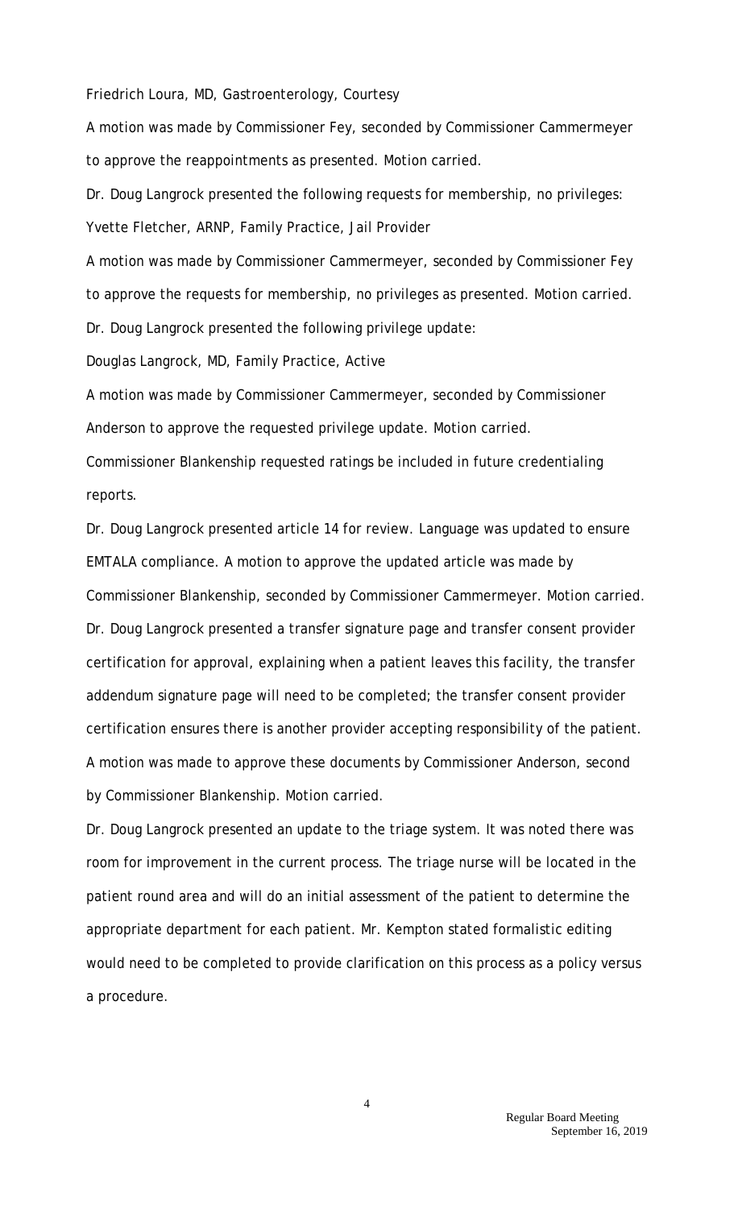Friedrich Loura, MD, Gastroenterology, Courtesy

A motion was made by Commissioner Fey, seconded by Commissioner Cammermeyer to approve the reappointments as presented. Motion carried.

Dr. Doug Langrock presented the following requests for membership, no privileges:

Yvette Fletcher, ARNP, Family Practice, Jail Provider

A motion was made by Commissioner Cammermeyer, seconded by Commissioner Fey to approve the requests for membership, no privileges as presented. Motion carried.

Dr. Doug Langrock presented the following privilege update:

Douglas Langrock, MD, Family Practice, Active

A motion was made by Commissioner Cammermeyer, seconded by Commissioner Anderson to approve the requested privilege update. Motion carried.

Commissioner Blankenship requested ratings be included in future credentialing reports.

Dr. Doug Langrock presented article 14 for review. Language was updated to ensure EMTALA compliance. A motion to approve the updated article was made by Commissioner Blankenship, seconded by Commissioner Cammermeyer. Motion carried.

Dr. Doug Langrock presented a transfer signature page and transfer consent provider certification for approval, explaining when a patient leaves this facility, the transfer addendum signature page will need to be completed; the transfer consent provider certification ensures there is another provider accepting responsibility of the patient. A motion was made to approve these documents by Commissioner Anderson, second by Commissioner Blankenship. Motion carried.

Dr. Doug Langrock presented an update to the triage system. It was noted there was room for improvement in the current process. The triage nurse will be located in the patient round area and will do an initial assessment of the patient to determine the appropriate department for each patient. Mr. Kempton stated formalistic editing would need to be completed to provide clarification on this process as a policy versus a procedure.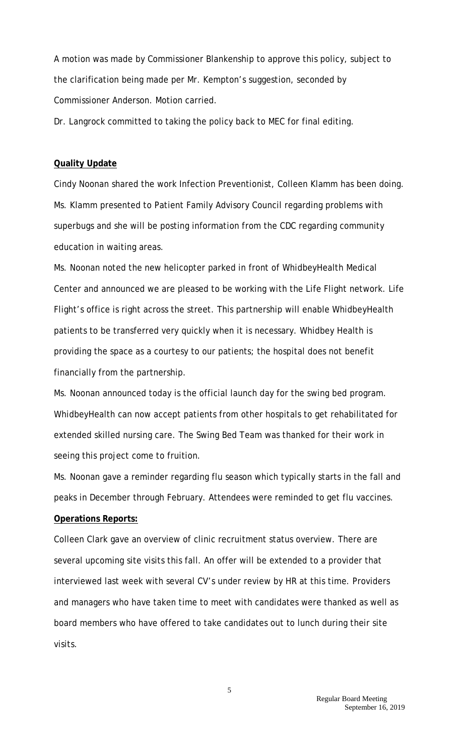A motion was made by Commissioner Blankenship to approve this policy, subject to the clarification being made per Mr. Kempton's suggestion, seconded by Commissioner Anderson. Motion carried.

Dr. Langrock committed to taking the policy back to MEC for final editing.

**Quality Update**

Cindy Noonan shared the work Infection Preventionist, Colleen Klamm has been doing. Ms. Klamm presented to Patient Family Advisory Council regarding problems with superbugs and she will be posting information from the CDC regarding community education in waiting areas.

Ms. Noonan noted the new helicopter parked in front of WhidbeyHealth Medical Center and announced we are pleased to be working with the Life Flight network. Life Flight's office is right across the street. This partnership will enable WhidbeyHealth patients to be transferred very quickly when it is necessary. Whidbey Health is providing the space as a courtesy to our patients; the hospital does not benefit financially from the partnership.

Ms. Noonan announced today is the official launch day for the swing bed program. WhidbeyHealth can now accept patients from other hospitals to get rehabilitated for extended skilled nursing care. The Swing Bed Team was thanked for their work in seeing this project come to fruition.

Ms. Noonan gave a reminder regarding flu season which typically starts in the fall and peaks in December through February. Attendees were reminded to get flu vaccines.

**Operations Reports:**

Colleen Clark gave an overview of clinic recruitment status overview. There are several upcoming site visits this fall. An offer will be extended to a provider that interviewed last week with several CV's under review by HR at this time. Providers and managers who have taken time to meet with candidates were thanked as well as board members who have offered to take candidates out to lunch during their site visits.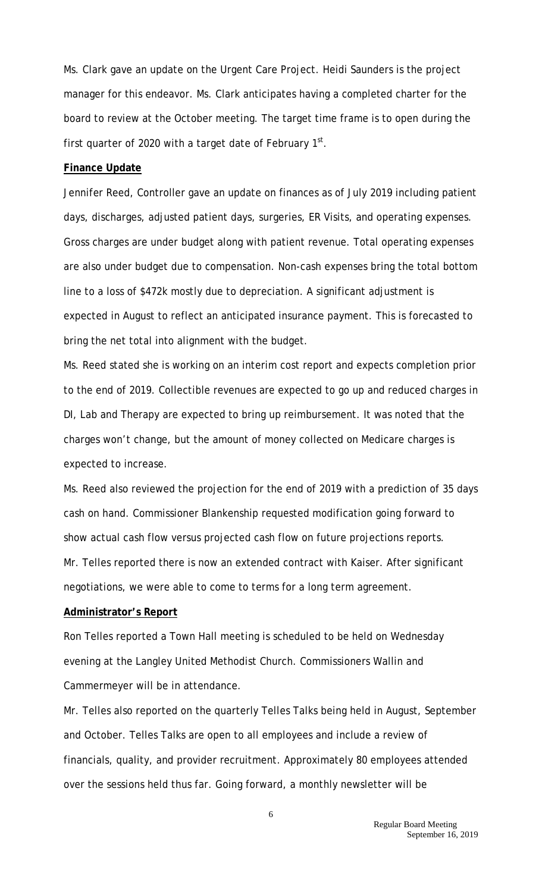Ms. Clark gave an update on the Urgent Care Project. Heidi Saunders is the project manager for this endeavor. Ms. Clark anticipates having a completed charter for the board to review at the October meeting. The target time frame is to open during the first quarter of 2020 with a target date of February 1st.

**Finance Update**

Jennifer Reed, Controller gave an update on finances as of July 2019 including patient days, discharges, adjusted patient days, surgeries, ER Visits, and operating expenses. Gross charges are under budget along with patient revenue. Total operating expenses are also under budget due to compensation. Non-cash expenses bring the total bottom line to a loss of $472k mostly due to depreciation. A significant adjustment is expected in August to reflect an anticipated insurance payment. This is forecasted to bring the net total into alignment with the budget.

Ms. Reed stated she is working on an interim cost report and expects completion prior to the end of 2019. Collectible revenues are expected to go up and reduced charges in DI, Lab and Therapy are expected to bring up reimbursement. It was noted that the charges won't change, but the amount of money collected on Medicare charges is expected to increase.

Ms. Reed also reviewed the projection for the end of 2019 with a prediction of 35 days cash on hand. Commissioner Blankenship requested modification going forward to show actual cash flow versus projected cash flow on future projections reports.

Mr. Telles reported there is now an extended contract with Kaiser. After significant negotiations, we were able to come to terms for a long term agreement.

**Administrator's Report**

Ron Telles reported a Town Hall meeting is scheduled to be held on Wednesday evening at the Langley United Methodist Church. Commissioners Wallin and Cammermeyer will be in attendance.

Mr. Telles also reported on the quarterly Telles Talks being held in August, September and October. Telles Talks are open to all employees and include a review of financials, quality, and provider recruitment. Approximately 80 employees attended over the sessions held thus far. Going forward, a monthly newsletter will be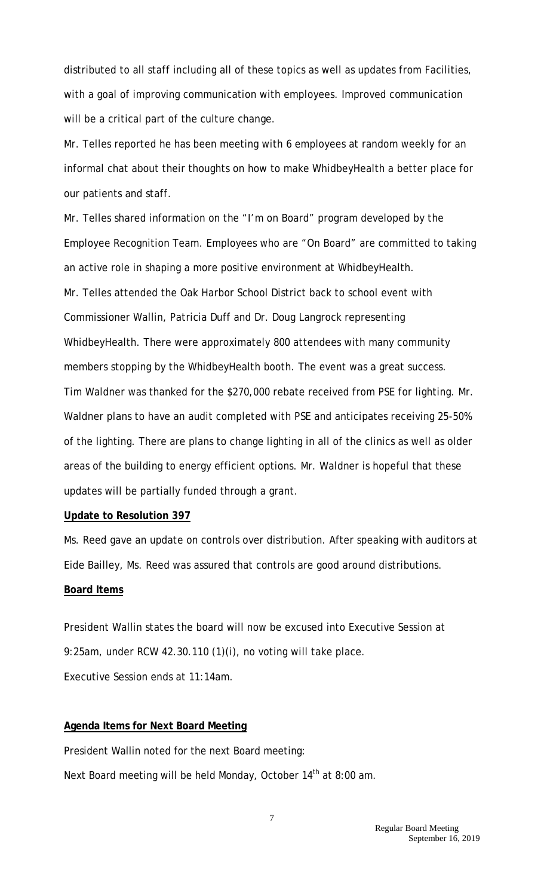distributed to all staff including all of these topics as well as updates from Facilities, with a goal of improving communication with employees. Improved communication will be a critical part of the culture change.

Mr. Telles reported he has been meeting with 6 employees at random weekly for an informal chat about their thoughts on how to make WhidbeyHealth a better place for our patients and staff.

Mr. Telles shared information on the "I'm on Board" program developed by the Employee Recognition Team. Employees who are "On Board" are committed to taking an active role in shaping a more positive environment at WhidbeyHealth.

Mr. Telles attended the Oak Harbor School District back to school event with Commissioner Wallin, Patricia Duff and Dr. Doug Langrock representing WhidbeyHealth. There were approximately 800 attendees with many community members stopping by the WhidbeyHealth booth. The event was a great success.

Tim Waldner was thanked for the $270,000 rebate received from PSE for lighting. Mr. Waldner plans to have an audit completed with PSE and anticipates receiving 25-50% of the lighting. There are plans to change lighting in all of the clinics as well as older areas of the building to energy efficient options. Mr. Waldner is hopeful that these updates will be partially funded through a grant.

**Update to Resolution 397**

Ms. Reed gave an update on controls over distribution. After speaking with auditors at Eide Bailley, Ms. Reed was assured that controls are good around distributions.

**Board Items**

President Wallin states the board will now be excused into Executive Session at 9:25am, under RCW 42.30.110 (1)(i), no voting will take place.

Executive Session ends at 11:14am.

**Agenda Items for Next Board Meeting**

President Wallin noted for the next Board meeting:

Next Board meeting will be held Monday, October 14th at 8:00 am.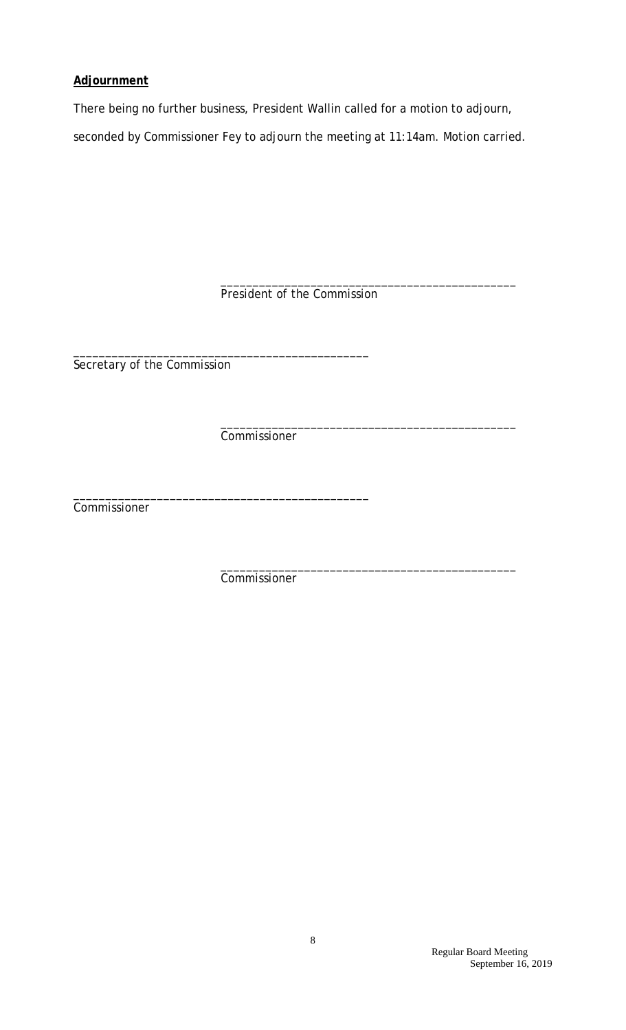**Adjournment**

There being no further business, President Wallin called for a motion to adjourn, seconded by Commissioner Fey to adjourn the meeting at 11:14am. Motion carried.

_______________________________________________
President of the Commission

_______________________________________________
Secretary of the Commission

_______________________________________________
Commissioner

_______________________________________________
Commissioner

_______________________________________________
Commissioner